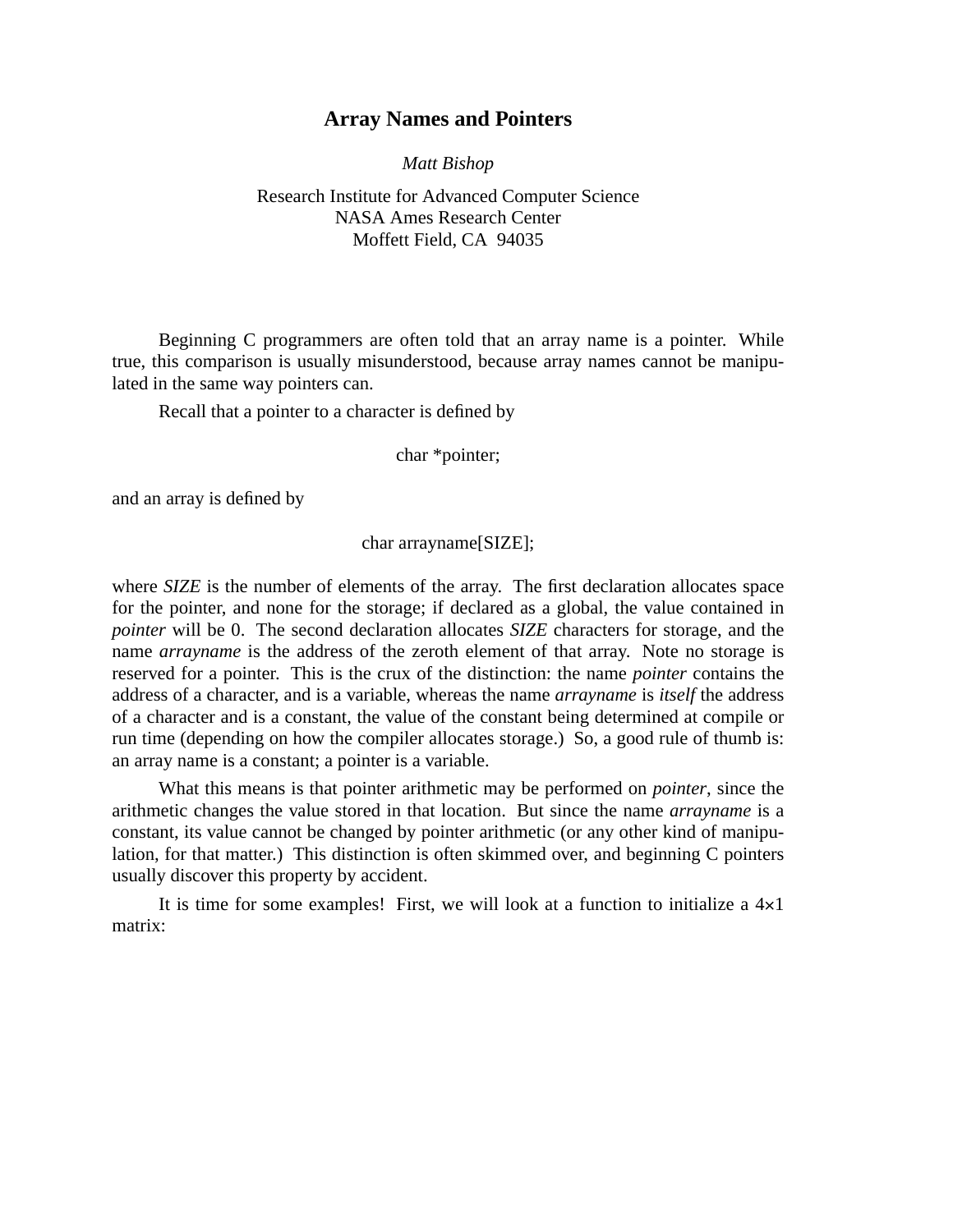# Array Names and Pointers

*Matt Bishop*

Research Institute for Advanced Computer Science
NASA Ames Research Center
Moffett Field, CA 94035

Beginning C programmers are often told that an array name is a pointer. While true, this comparison is usually misunderstood, because array names cannot be manipulated in the same way pointers can.

Recall that a pointer to a character is defined by

```
char *pointer;
```

and an array is defined by

```
char arrayname[SIZE];
```

where *SIZE* is the number of elements of the array. The first declaration allocates space for the pointer, and none for the storage; if declared as a global, the value contained in *pointer* will be 0. The second declaration allocates *SIZE* characters for storage, and the name *arrayname* is the address of the zeroth element of that array. Note no storage is reserved for a pointer. This is the crux of the distinction: the name *pointer* contains the address of a character, and is a variable, whereas the name *arrayname* is *itself* the address of a character and is a constant, the value of the constant being determined at compile or run time (depending on how the compiler allocates storage.) So, a good rule of thumb is: an array name is a constant; a pointer is a variable.

What this means is that pointer arithmetic may be performed on *pointer*, since the arithmetic changes the value stored in that location. But since the name *arrayname* is a constant, its value cannot be changed by pointer arithmetic (or any other kind of manipulation, for that matter.) This distinction is often skimmed over, and beginning C pointers usually discover this property by accident.

It is time for some examples! First, we will look at a function to initialize a 4×1 matrix: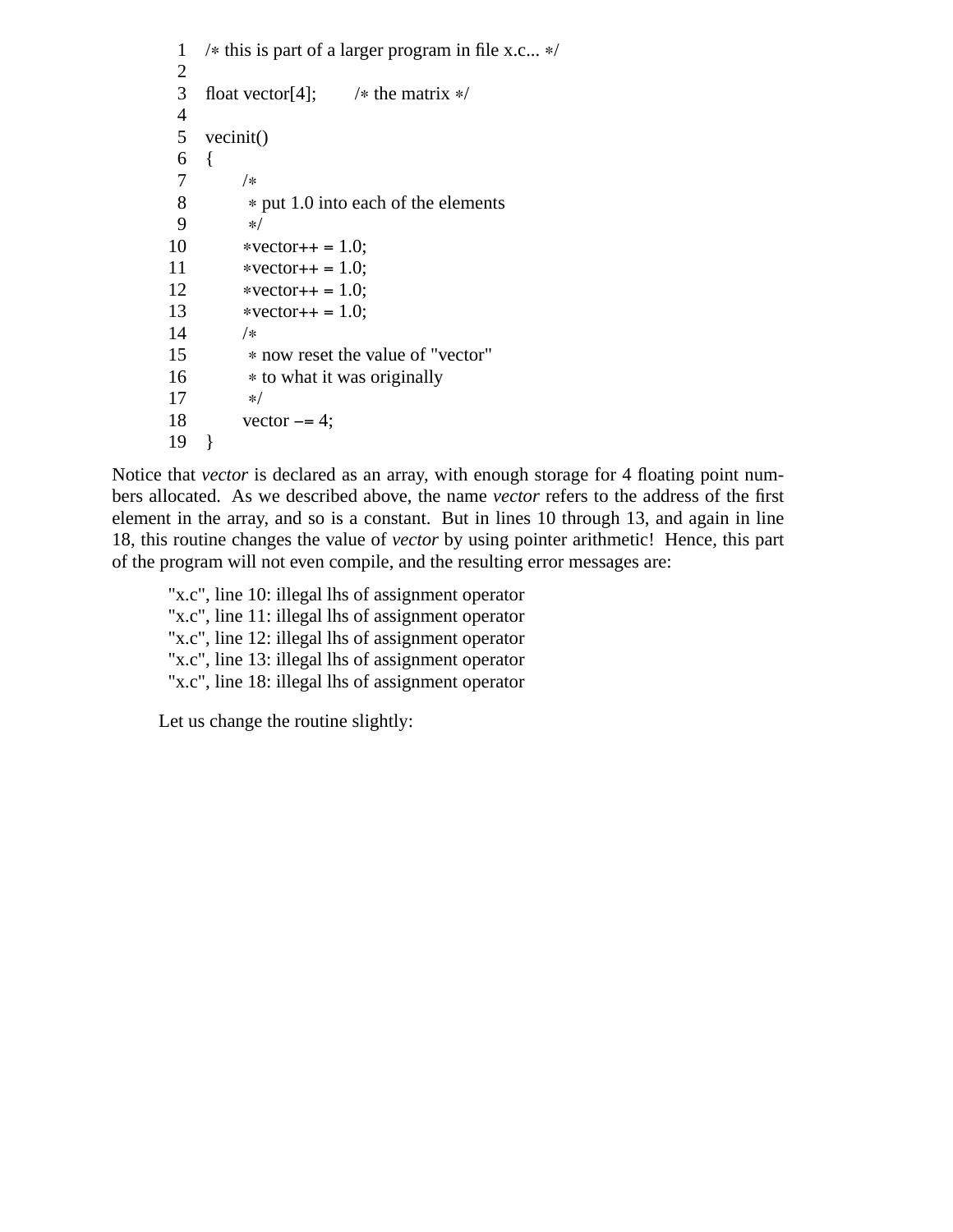```
 1  /* this is part of a larger program in file x.c... */
 2
 3  float vector[4];        /* the matrix */
 4
 5  vecinit()
 6  {
 7          /*
 8           * put 1.0 into each of the elements
 9           */
10          *vector++ = 1.0;
11          *vector++ = 1.0;
12          *vector++ = 1.0;
13          *vector++ = 1.0;
14          /*
15           * now reset the value of "vector"
16           * to what it was originally
17           */
18          vector -= 4;
19  }
```

Notice that *vector* is declared as an array, with enough storage for 4 floating point numbers allocated. As we described above, the name *vector* refers to the address of the first element in the array, and so is a constant. But in lines 10 through 13, and again in line 18, this routine changes the value of *vector* by using pointer arithmetic! Hence, this part of the program will not even compile, and the resulting error messages are:

```
"x.c", line 10: illegal lhs of assignment operator
"x.c", line 11: illegal lhs of assignment operator
"x.c", line 12: illegal lhs of assignment operator
"x.c", line 13: illegal lhs of assignment operator
"x.c", line 18: illegal lhs of assignment operator
```

Let us change the routine slightly: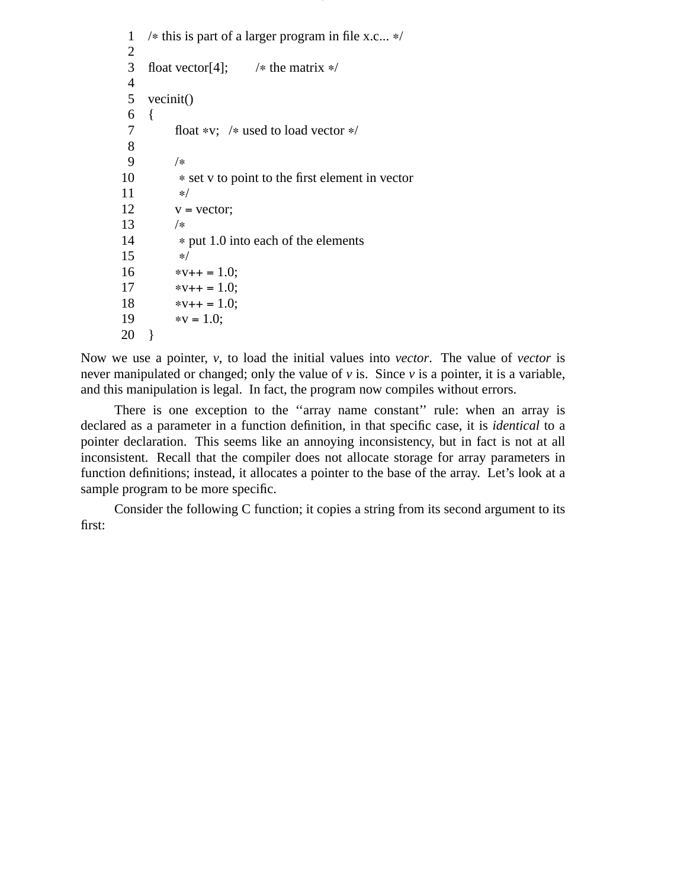```
 1  /* this is part of a larger program in file x.c... */
 2
 3  float vector[4];        /* the matrix */
 4
 5  vecinit()
 6  {
 7          float *v;   /* used to load vector */
 8
 9          /*
10           * set v to point to the first element in vector
11           */
12          v = vector;
13          /*
14           * put 1.0 into each of the elements
15           */
16          *v++ = 1.0;
17          *v++ = 1.0;
18          *v++ = 1.0;
19          *v = 1.0;
20  }
```

Now we use a pointer, *v*, to load the initial values into *vector*. The value of *vector* is never manipulated or changed; only the value of *v* is. Since *v* is a pointer, it is a variable, and this manipulation is legal. In fact, the program now compiles without errors.

There is one exception to the ''array name constant'' rule: when an array is declared as a parameter in a function definition, in that specific case, it is *identical* to a pointer declaration. This seems like an annoying inconsistency, but in fact is not at all inconsistent. Recall that the compiler does not allocate storage for array parameters in function definitions; instead, it allocates a pointer to the base of the array. Let's look at a sample program to be more specific.

Consider the following C function; it copies a string from its second argument to its first: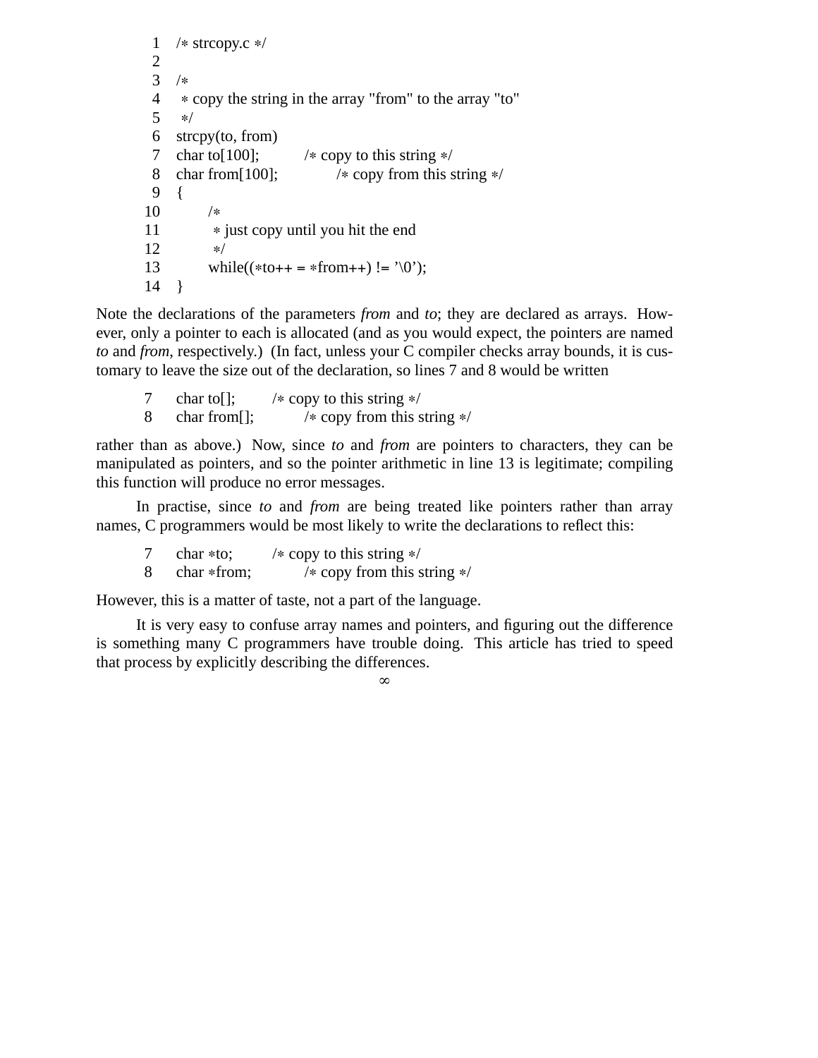```
 1  /* strcopy.c */
 2
 3  /*
 4   * copy the string in the array "from" to the array "to"
 5   */
 6  strcpy(to, from)
 7  char to[100];        /* copy to this string */
 8  char from[100];          /* copy from this string */
 9  {
10        /*
11         * just copy until you hit the end
12         */
13        while((*to++ = *from++) != '\0');
14  }
```

Note the declarations of the parameters *from* and *to*; they are declared as arrays. However, only a pointer to each is allocated (and as you would expect, the pointers are named *to* and *from*, respectively.) (In fact, unless your C compiler checks array bounds, it is customary to leave the size out of the declaration, so lines 7 and 8 would be written

```
 7    char to[];       /* copy to this string */
 8    char from[];         /* copy from this string */
```

rather than as above.) Now, since *to* and *from* are pointers to characters, they can be manipulated as pointers, and so the pointer arithmetic in line 13 is legitimate; compiling this function will produce no error messages.

In practise, since *to* and *from* are being treated like pointers rather than array names, C programmers would be most likely to write the declarations to reflect this:

```
 7    char *to;       /* copy to this string */
 8    char *from;         /* copy from this string */
```

However, this is a matter of taste, not a part of the language.

It is very easy to confuse array names and pointers, and figuring out the difference is something many C programmers have trouble doing. This article has tried to speed that process by explicitly describing the differences.

∞